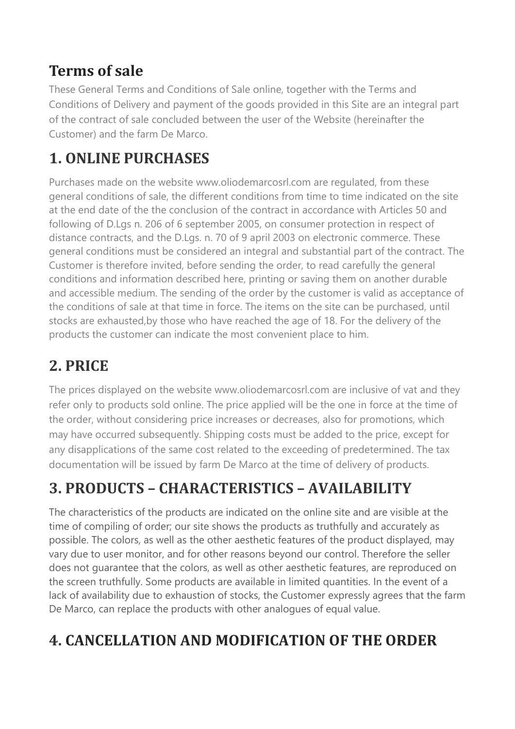# Terms of sale

These General Terms and Conditions of Sale online, together with the Terms and Conditions of Delivery and payment of the goods provided in this Site are an integral part of the contract of sale concluded between the user of the Website (hereinafter the Customer) and the farm De Marco.

## 1. ONLINE PURCHASES

Purchases made on the website www.oliodemarcosrl.com are regulated, from these general conditions of sale, the different conditions from time to time indicated on the site at the end date of the the conclusion of the contract in accordance with Articles 50 and following of D.Lgs n. 206 of 6 september 2005, on consumer protection in respect of distance contracts, and the D.Lgs. n. 70 of 9 april 2003 on electronic commerce. These general conditions must be considered an integral and substantial part of the contract. The Customer is therefore invited, before sending the order, to read carefully the general conditions and information described here, printing or saving them on another durable and accessible medium. The sending of the order by the customer is valid as acceptance of the conditions of sale at that time in force. The items on the site can be purchased, until stocks are exhausted,by those who have reached the age of 18. For the delivery of the products the customer can indicate the most convenient place to him.

## 2. PRICE

The prices displayed on the website www.oliodemarcosrl.com are inclusive of vat and they refer only to products sold online. The price applied will be the one in force at the time of the order, without considering price increases or decreases, also for promotions, which may have occurred subsequently. Shipping costs must be added to the price, except for any disapplications of the same cost related to the exceeding of predetermined. The tax documentation will be issued by farm De Marco at the time of delivery of products.

## 3. PRODUCTS – CHARACTERISTICS – AVAILABILITY

The characteristics of the products are indicated on the online site and are visible at the time of compiling of order; our site shows the products as truthfully and accurately as possible. The colors, as well as the other aesthetic features of the product displayed, may vary due to user monitor, and for other reasons beyond our control. Therefore the seller does not guarantee that the colors, as well as other aesthetic features, are reproduced on the screen truthfully. Some products are available in limited quantities. In the event of a lack of availability due to exhaustion of stocks, the Customer expressly agrees that the farm De Marco, can replace the products with other analogues of equal value.

## 4. CANCELLATION AND MODIFICATION OF THE ORDER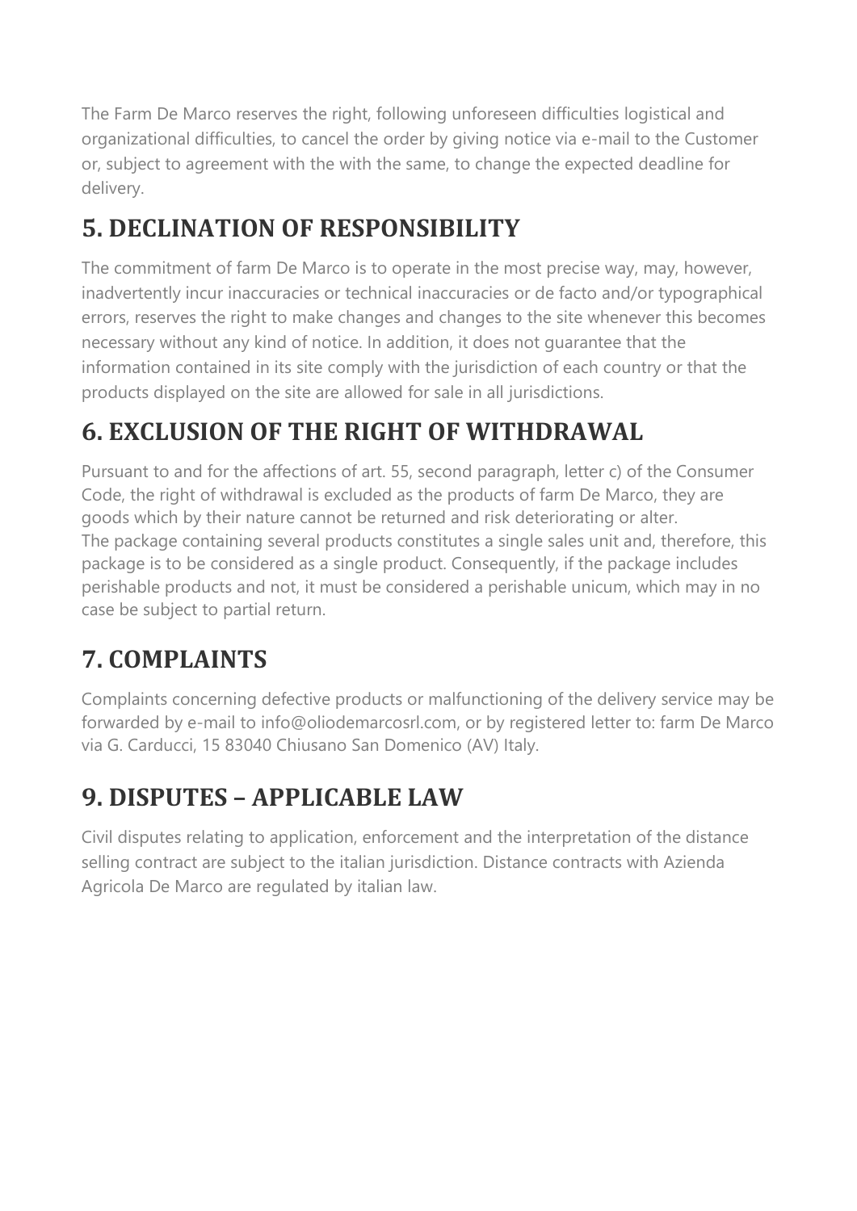The Farm De Marco reserves the right, following unforeseen difficulties logistical and organizational difficulties, to cancel the order by giving notice via e-mail to the Customer or, subject to agreement with the with the same, to change the expected deadline for delivery.

## 5. DECLINATION OF RESPONSIBILITY

The commitment of farm De Marco is to operate in the most precise way, may, however, inadvertently incur inaccuracies or technical inaccuracies or de facto and/or typographical errors, reserves the right to make changes and changes to the site whenever this becomes necessary without any kind of notice. In addition, it does not guarantee that the information contained in its site comply with the jurisdiction of each country or that the products displayed on the site are allowed for sale in all jurisdictions.

## 6. EXCLUSION OF THE RIGHT OF WITHDRAWAL

Pursuant to and for the affections of art. 55, second paragraph, letter c) of the Consumer Code, the right of withdrawal is excluded as the products of farm De Marco, they are goods which by their nature cannot be returned and risk deteriorating or alter.
The package containing several products constitutes a single sales unit and, therefore, this package is to be considered as a single product. Consequently, if the package includes perishable products and not, it must be considered a perishable unicum, which may in no case be subject to partial return.

## 7. COMPLAINTS

Complaints concerning defective products or malfunctioning of the delivery service may be forwarded by e-mail to info@oliodemarcosrl.com, or by registered letter to: farm De Marco via G. Carducci, 15 83040 Chiusano San Domenico (AV) Italy.

## 9. DISPUTES – APPLICABLE LAW

Civil disputes relating to application, enforcement and the interpretation of the distance selling contract are subject to the italian jurisdiction. Distance contracts with Azienda Agricola De Marco are regulated by italian law.